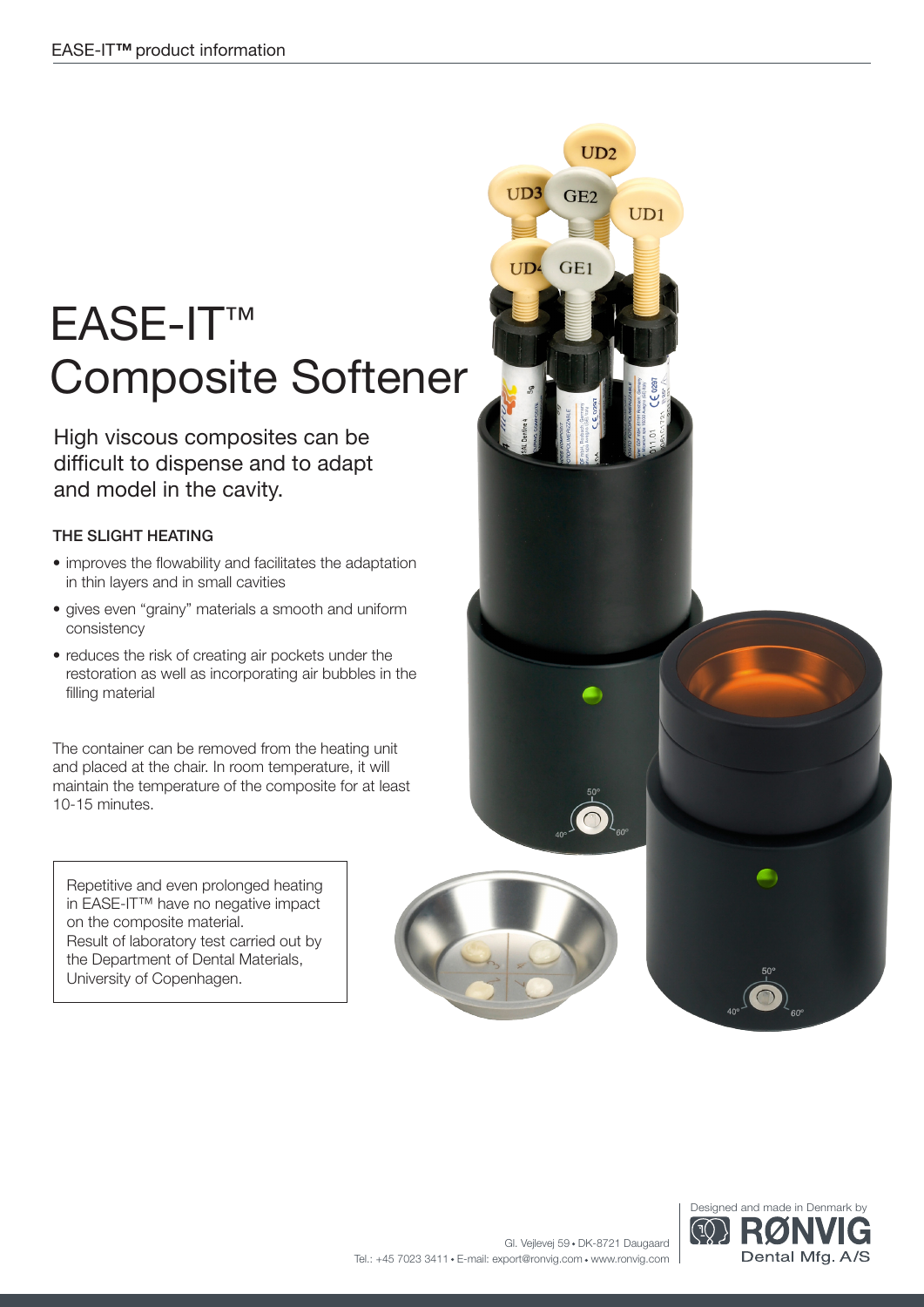# EASE-IT™ Composite Softener

High viscous composites can be difficult to dispense and to adapt and model in the cavity.

### THE SLIGHT HEATING

- improves the flowability and facilitates the adaptation in thin layers and in small cavities
- gives even "grainy" materials a smooth and uniform consistency
- reduces the risk of creating air pockets under the restoration as well as incorporating air bubbles in the filling material

The container can be removed from the heating unit and placed at the chair. In room temperature, it will maintain the temperature of the composite for at least 10-15 minutes.

> Repetitive and even prolonged heating in EASE-IT™ have no negative impact on the composite material.
> Result of laboratory test carried out by the Department of Dental Materials, University of Copenhagen.

Gl. Vejlevej 59 • DK-8721 Daugaard
Tel.: +45 7023 3411 • E-mail: export@ronvig.com • www.ronvig.com

Designed and made in Denmark by
RØNVIG Dental Mfg. A/S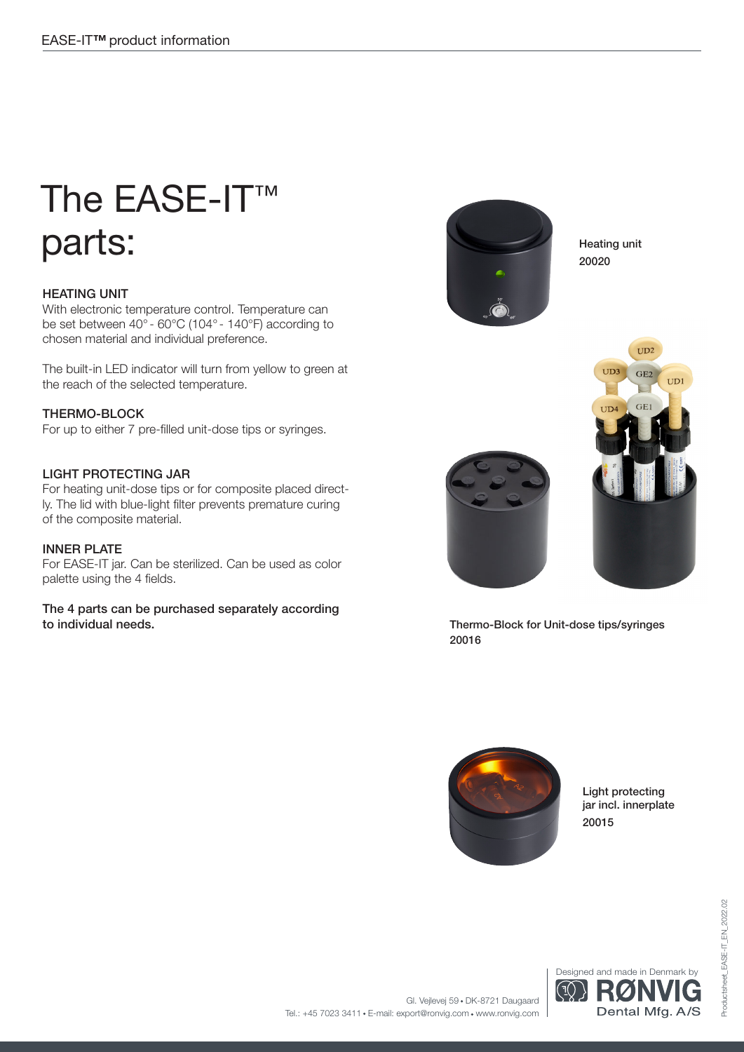# The EASE-IT™ parts:

### HEATING UNIT

With electronic temperature control. Temperature can be set between 40° - 60°C (104° - 140°F) according to chosen material and individual preference.

The built-in LED indicator will turn from yellow to green at the reach of the selected temperature.

### THERMO-BLOCK

For up to either 7 pre-filled unit-dose tips or syringes.

### LIGHT PROTECTING JAR

For heating unit-dose tips or for composite placed directly. The lid with blue-light filter prevents premature curing of the composite material.

### INNER PLATE

For EASE-IT jar. Can be sterilized. Can be used as color palette using the 4 fields.

**The 4 parts can be purchased separately according to individual needs.**

Heating unit
20020

Thermo-Block for Unit-dose tips/syringes
20016

Light protecting jar incl. innerplate
20015

Designed and made in Denmark by RØNVIG Dental Mfg. A/S

Gl. Vejlevej 59 • DK-8721 Daugaard
Tel.: +45 7023 3411 • E-mail: export@ronvig.com • www.ronvig.com

Productsheet_EASE-IT_EN_2022.02